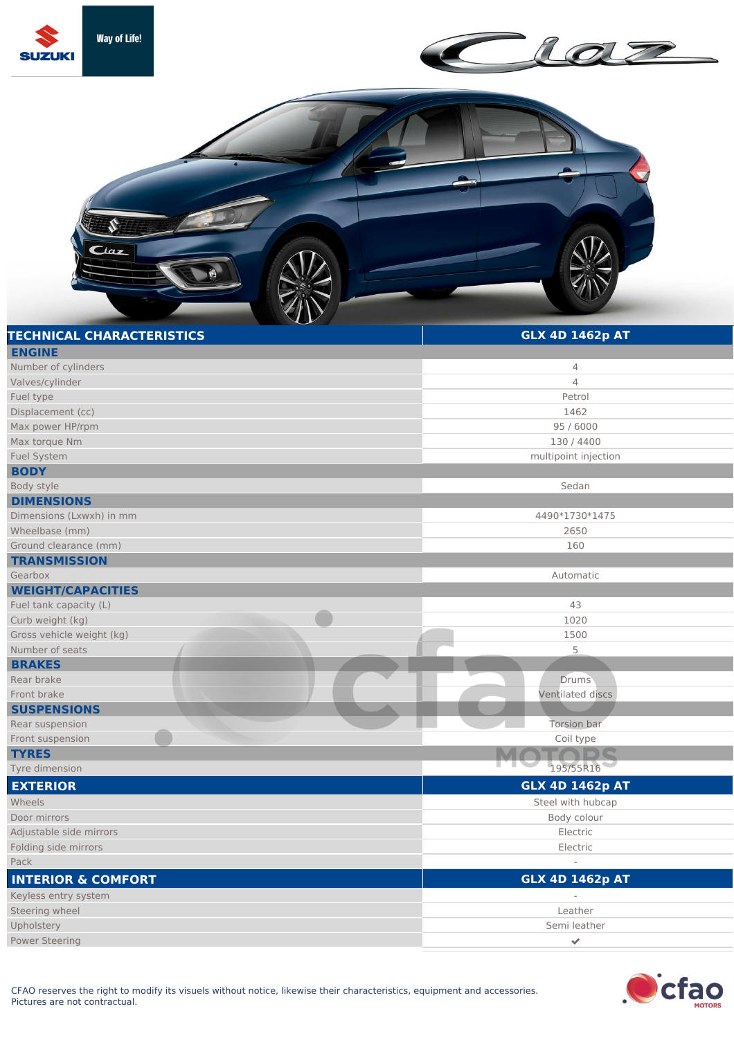Suzuki Way of Life!

Ciaz

| TECHNICAL CHARACTERISTICS | GLX 4D 1462p AT |
|---|---|
| **ENGINE** | |
| Number of cylinders | 4 |
| Valves/cylinder | 4 |
| Fuel type | Petrol |
| Displacement (cc) | 1462 |
| Max power HP/rpm | 95 / 6000 |
| Max torque Nm | 130 / 4400 |
| Fuel System | multipoint injection |
| **BODY** | |
| Body style | Sedan |
| **DIMENSIONS** | |
| Dimensions (Lxwxh) in mm | 4490*1730*1475 |
| Wheelbase (mm) | 2650 |
| Ground clearance (mm) | 160 |
| **TRANSMISSION** | |
| Gearbox | Automatic |
| **WEIGHT/CAPACITIES** | |
| Fuel tank capacity (L) | 43 |
| Curb weight (kg) | 1020 |
| Gross vehicle weight (kg) | 1500 |
| Number of seats | 5 |
| **BRAKES** | |
| Rear brake | Drums |
| Front brake | Ventilated discs |
| **SUSPENSIONS** | |
| Rear suspension | Torsion bar |
| Front suspension | Coil type |
| **TYRES** | |
| Tyre dimension | 195/55R16 |

| EXTERIOR | GLX 4D 1462p AT |
|---|---|
| Wheels | Steel with hubcap |
| Door mirrors | Body colour |
| Adjustable side mirrors | Electric |
| Folding side mirrors | Electric |
| Pack | - |

| INTERIOR & COMFORT | GLX 4D 1462p AT |
|---|---|
| Keyless entry system | - |
| Steering wheel | Leather |
| Upholstery | Semi leather |
| Power Steering | ✔ |

CFAO reserves the right to modify its visuals without notice, likewise their characteristics, equipment and accessories.
Pictures are not contractual.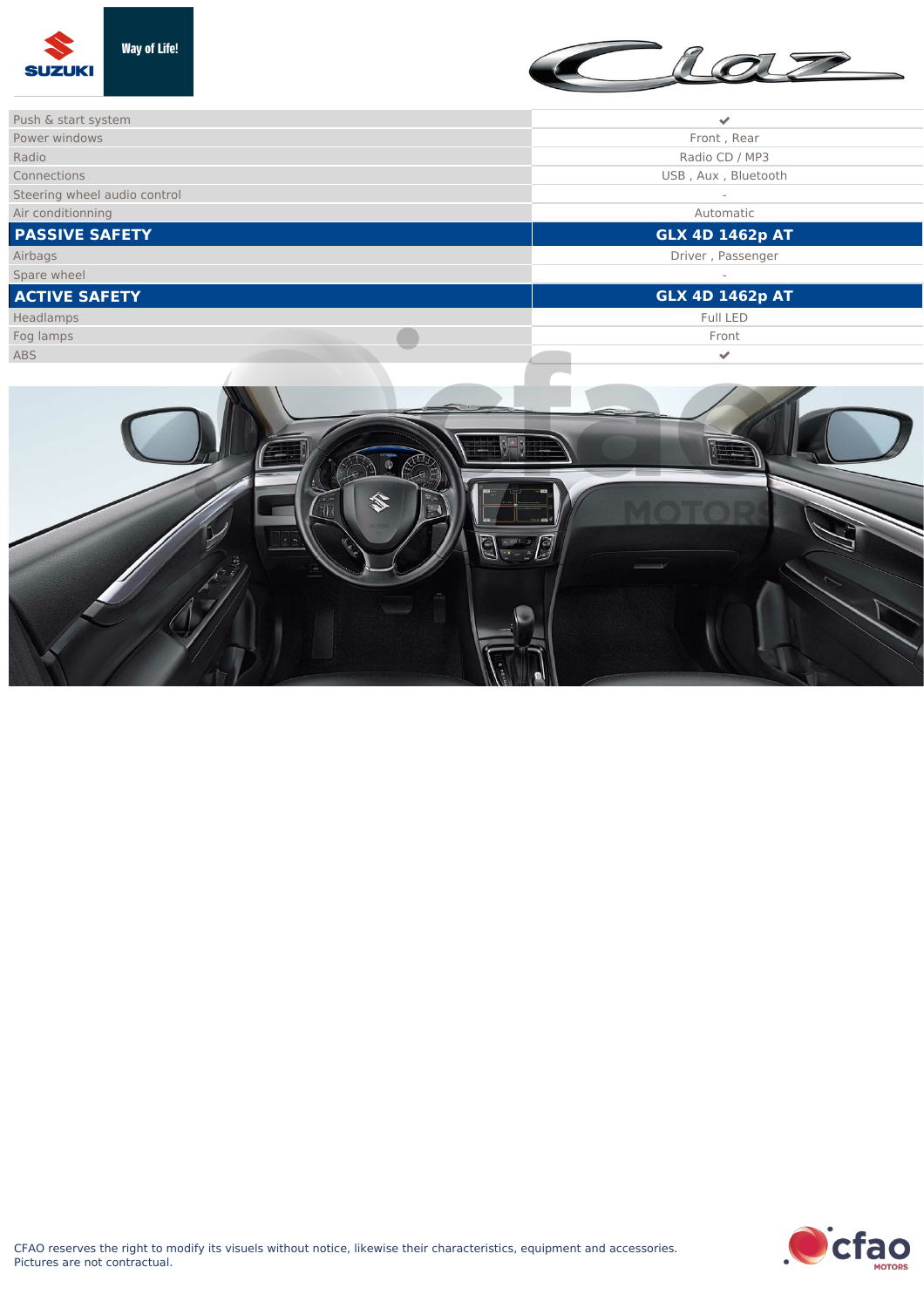| | |
|---|---|
| Push & start system | ✔ |
| Power windows | Front , Rear |
| Radio | Radio CD / MP3 |
| Connections | USB , Aux , Bluetooth |
| Steering wheel audio control | - |
| Air conditionning | Automatic |
| **PASSIVE SAFETY** | **GLX 4D 1462p AT** |
| Airbags | Driver , Passenger |
| Spare wheel | - |
| **ACTIVE SAFETY** | **GLX 4D 1462p AT** |
| Headlamps | Full LED |
| Fog lamps | Front |
| ABS | ✔ |

CFAO reserves the right to modify its visuels without notice, likewise their characteristics, equipment and accessories.
Pictures are not contractual.